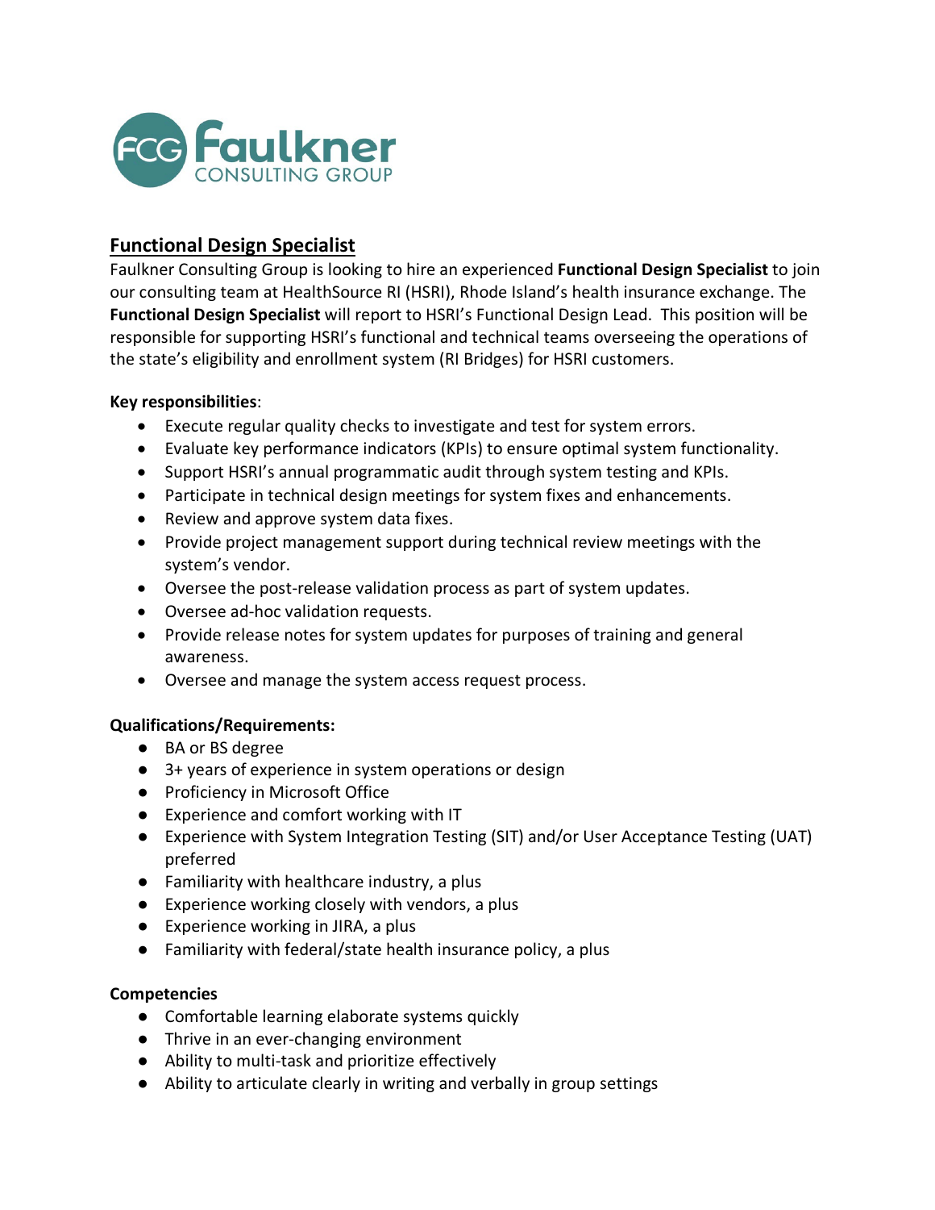FCG Faulkner CONSULTING GROUP

## Functional Design Specialist

Faulkner Consulting Group is looking to hire an experienced **Functional Design Specialist** to join our consulting team at HealthSource RI (HSRI), Rhode Island's health insurance exchange. The **Functional Design Specialist** will report to HSRI's Functional Design Lead. This position will be responsible for supporting HSRI's functional and technical teams overseeing the operations of the state's eligibility and enrollment system (RI Bridges) for HSRI customers.

**Key responsibilities**:

- Execute regular quality checks to investigate and test for system errors.
- Evaluate key performance indicators (KPIs) to ensure optimal system functionality.
- Support HSRI's annual programmatic audit through system testing and KPIs.
- Participate in technical design meetings for system fixes and enhancements.
- Review and approve system data fixes.
- Provide project management support during technical review meetings with the system's vendor.
- Oversee the post-release validation process as part of system updates.
- Oversee ad-hoc validation requests.
- Provide release notes for system updates for purposes of training and general awareness.
- Oversee and manage the system access request process.

**Qualifications/Requirements:**

- BA or BS degree
- 3+ years of experience in system operations or design
- Proficiency in Microsoft Office
- Experience and comfort working with IT
- Experience with System Integration Testing (SIT) and/or User Acceptance Testing (UAT) preferred
- Familiarity with healthcare industry, a plus
- Experience working closely with vendors, a plus
- Experience working in JIRA, a plus
- Familiarity with federal/state health insurance policy, a plus

**Competencies**

- Comfortable learning elaborate systems quickly
- Thrive in an ever-changing environment
- Ability to multi-task and prioritize effectively
- Ability to articulate clearly in writing and verbally in group settings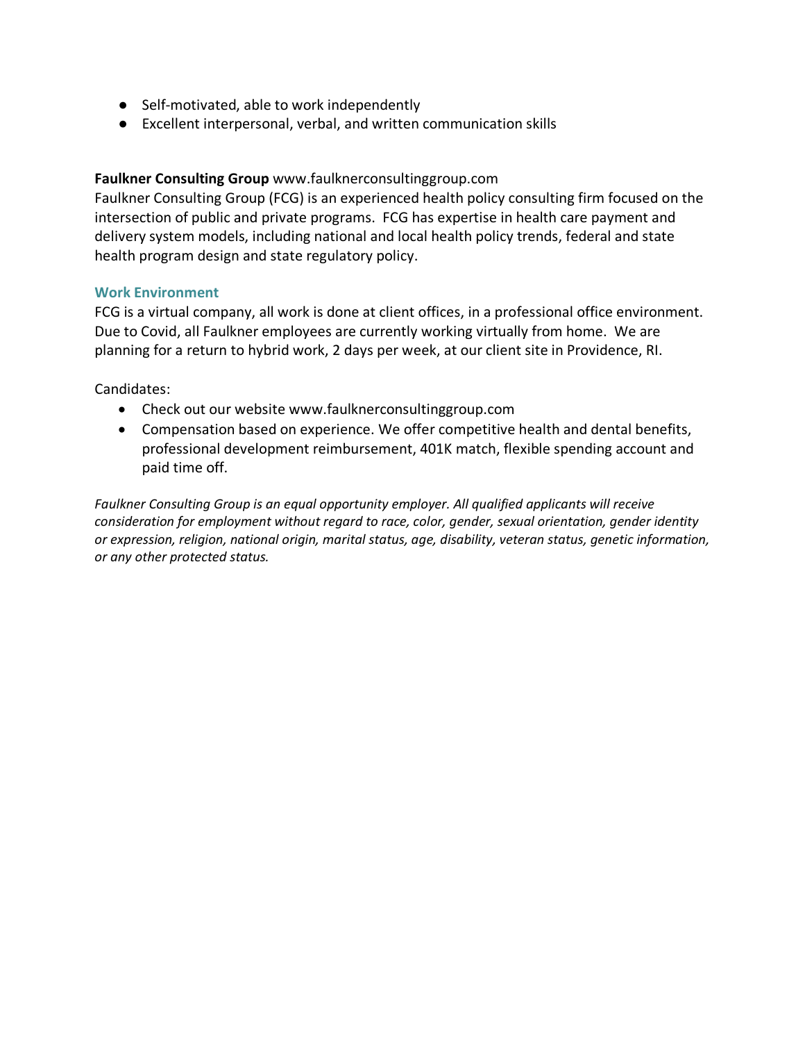- Self-motivated, able to work independently
- Excellent interpersonal, verbal, and written communication skills

**Faulkner Consulting Group** www.faulknerconsultinggroup.com

Faulkner Consulting Group (FCG) is an experienced health policy consulting firm focused on the intersection of public and private programs. FCG has expertise in health care payment and delivery system models, including national and local health policy trends, federal and state health program design and state regulatory policy.

### Work Environment

FCG is a virtual company, all work is done at client offices, in a professional office environment. Due to Covid, all Faulkner employees are currently working virtually from home. We are planning for a return to hybrid work, 2 days per week, at our client site in Providence, RI.

Candidates:

- Check out our website www.faulknerconsultinggroup.com
- Compensation based on experience. We offer competitive health and dental benefits, professional development reimbursement, 401K match, flexible spending account and paid time off.

*Faulkner Consulting Group is an equal opportunity employer. All qualified applicants will receive consideration for employment without regard to race, color, gender, sexual orientation, gender identity or expression, religion, national origin, marital status, age, disability, veteran status, genetic information, or any other protected status.*